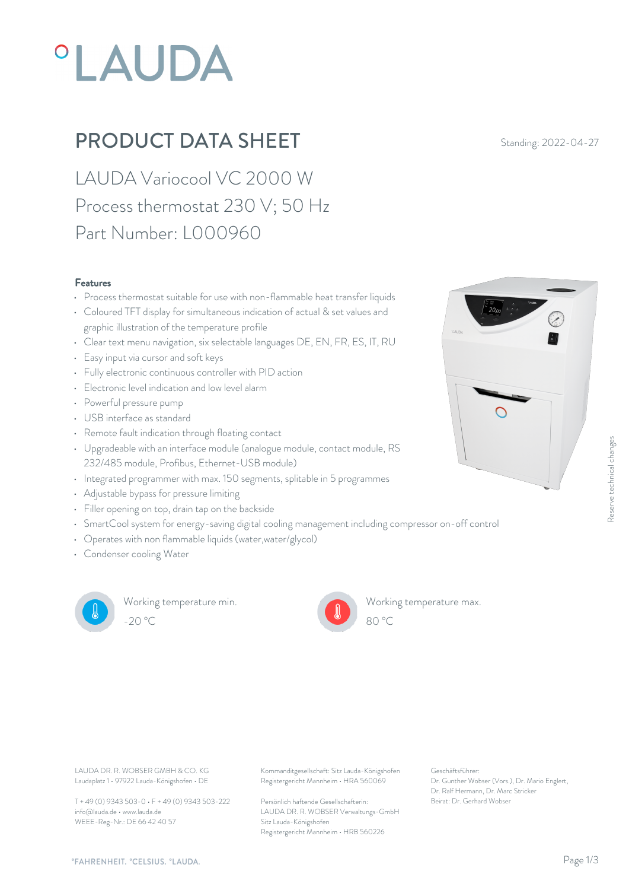°LAUDA

# PRODUCT DATA SHEET

Standing: 2022-04-27

## LAUDA Variocool VC 2000 W
## Process thermostat 230 V; 50 Hz
## Part Number: L000960

### Features

- Process thermostat suitable for use with non-flammable heat transfer liquids
- Coloured TFT display for simultaneous indication of actual & set values and graphic illustration of the temperature profile
- Clear text menu navigation, six selectable languages DE, EN, FR, ES, IT, RU
- Easy input via cursor and soft keys
- Fully electronic continuous controller with PID action
- Electronic level indication and low level alarm
- Powerful pressure pump
- USB interface as standard
- Remote fault indication through floating contact
- Upgradeable with an interface module (analogue module, contact module, RS 232/485 module, Profibus, Ethernet-USB module)
- Integrated programmer with max. 150 segments, splitable in 5 programmes
- Adjustable bypass for pressure limiting
- Filler opening on top, drain tap on the backside
- SmartCool system for energy-saving digital cooling management including compressor on-off control
- Operates with non flammable liquids (water,water/glycol)
- Condenser cooling Water

Working temperature min.
-20 °C

Working temperature max.
80 °C

Reserve technical changes

LAUDA DR. R. WOBSER GMBH & CO. KG
Laudaplatz 1 • 97922 Lauda-Königshofen • DE

T + 49 (0) 9343 503-0 • F + 49 (0) 9343 503-222
info@lauda.de • www.lauda.de
WEEE-Reg-Nr.: DE 66 42 40 57

Kommanditgesellschaft: Sitz Lauda-Königshofen
Registergericht Mannheim • HRA 560069

Persönlich haftende Gesellschafterin:
LAUDA DR. R. WOBSER Verwaltungs-GmbH
Sitz Lauda-Königshofen
Registergericht Mannheim • HRB 560226

Geschäftsführer:
Dr. Gunther Wobser (Vors.), Dr. Mario Englert, Dr. Ralf Hermann, Dr. Marc Stricker
Beirat: Dr. Gerhard Wobser

°FAHRENHEIT. °CELSIUS. °LAUDA.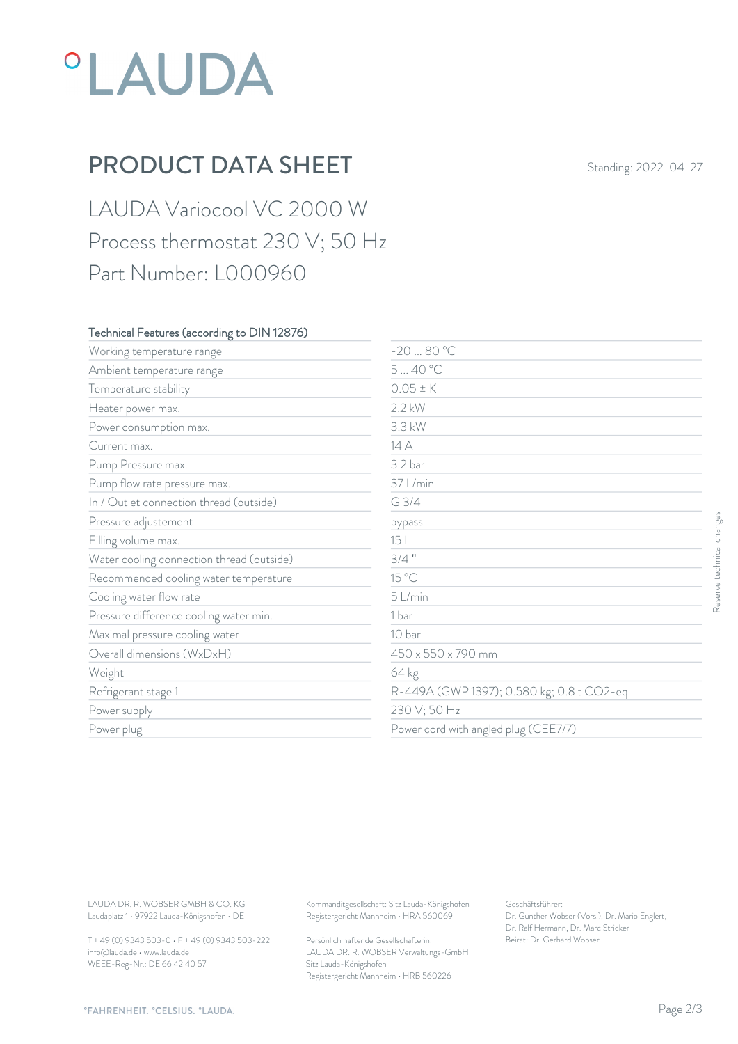# PRODUCT DATA SHEET

Standing: 2022-04-27

## LAUDA Variocool VC 2000 W
## Process thermostat 230 V; 50 Hz
## Part Number: L000960

| Technical Features (according to DIN 12876) | |
|---|---|
| Working temperature range | -20 ... 80 °C |
| Ambient temperature range | 5 ... 40 °C |
| Temperature stability | 0.05 ± K |
| Heater power max. | 2.2 kW |
| Power consumption max. | 3.3 kW |
| Current max. | 14 A |
| Pump Pressure max. | 3.2 bar |
| Pump flow rate pressure max. | 37 L/min |
| In / Outlet connection thread (outside) | G 3/4 |
| Pressure adjustement | bypass |
| Filling volume max. | 15 L |
| Water cooling connection thread (outside) | 3/4 " |
| Recommended cooling water temperature | 15 °C |
| Cooling water flow rate | 5 L/min |
| Pressure difference cooling water min. | 1 bar |
| Maximal pressure cooling water | 10 bar |
| Overall dimensions (WxDxH) | 450 x 550 x 790 mm |
| Weight | 64 kg |
| Refrigerant stage 1 | R-449A (GWP 1397); 0.580 kg; 0.8 t $CO_2$-eq |
| Power supply | 230 V; 50 Hz |
| Power plug | Power cord with angled plug (CEE7/7) |

Reserve technical changes

LAUDA DR. R. WOBSER GMBH & CO. KG
Laudaplatz 1 • 97922 Lauda-Königshofen • DE

T + 49 (0) 9343 503-0 • F + 49 (0) 9343 503-222
info@lauda.de • www.lauda.de
WEEE-Reg-Nr.: DE 66 42 40 57

Kommanditgesellschaft: Sitz Lauda-Königshofen
Registergericht Mannheim • HRA 560069

Persönlich haftende Gesellschafterin:
LAUDA DR. R. WOBSER Verwaltungs-GmbH
Sitz Lauda-Königshofen
Registergericht Mannheim • HRB 560226

Geschäftsführer:
Dr. Gunther Wobser (Vors.), Dr. Mario Englert, Dr. Ralf Hermann, Dr. Marc Stricker
Beirat: Dr. Gerhard Wobser

°FAHRENHEIT. °CELSIUS. °LAUDA.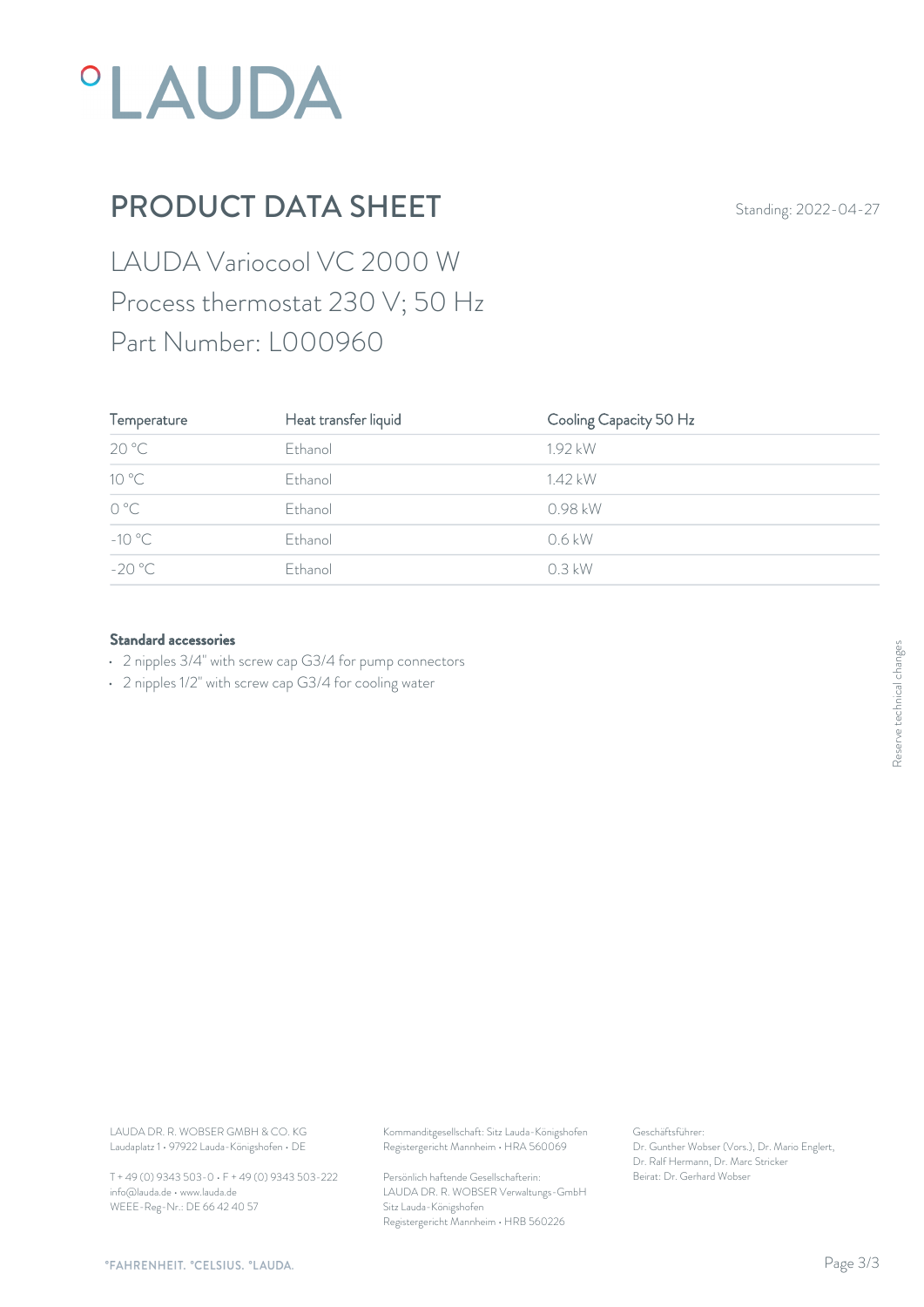# PRODUCT DATA SHEET

Standing: 2022-04-27

LAUDA Variocool VC 2000 W
Process thermostat 230 V; 50 Hz
Part Number: L000960

| Temperature | Heat transfer liquid | Cooling Capacity 50 Hz |
|---|---|---|
| 20 °C | Ethanol | 1.92 kW |
| 10 °C | Ethanol | 1.42 kW |
| 0 °C | Ethanol | 0.98 kW |
| -10 °C | Ethanol | 0.6 kW |
| -20 °C | Ethanol | 0.3 kW |

**Standard accessories**

- 2 nipples 3/4" with screw cap G3/4 for pump connectors
- 2 nipples 1/2" with screw cap G3/4 for cooling water

Reserve technical changes

LAUDA DR. R. WOBSER GMBH & CO. KG
Laudaplatz 1 • 97922 Lauda-Königshofen • DE

T + 49 (0) 9343 503-0 • F + 49 (0) 9343 503-222
info@lauda.de • www.lauda.de
WEEE-Reg-Nr.: DE 66 42 40 57

Kommanditgesellschaft: Sitz Lauda-Königshofen
Registergericht Mannheim • HRA 560069

Persönlich haftende Gesellschafterin:
LAUDA DR. R. WOBSER Verwaltungs-GmbH
Sitz Lauda-Königshofen
Registergericht Mannheim • HRB 560226

Geschäftsführer:
Dr. Gunther Wobser (Vors.), Dr. Mario Englert, Dr. Ralf Hermann, Dr. Marc Stricker
Beirat: Dr. Gerhard Wobser

°FAHRENHEIT. °CELSIUS. °LAUDA.